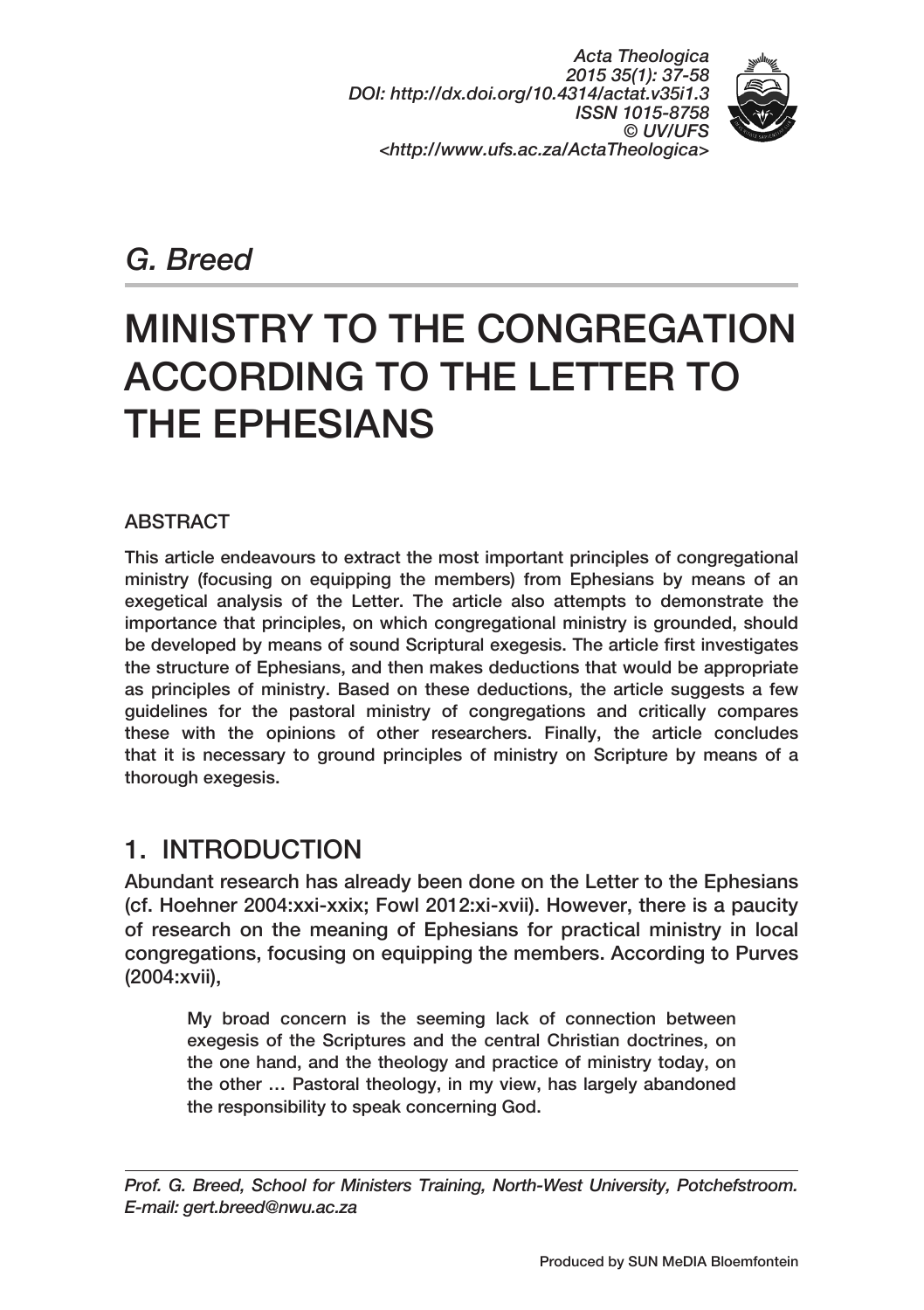*G. Breed*

# MINISTRY TO THE CONGREGATION ACCORDING TO THE LETTER TO THE EPHESIANS

## ABSTRACT

This article endeavours to extract the most important principles of congregational ministry (focusing on equipping the members) from Ephesians by means of an exegetical analysis of the Letter. The article also attempts to demonstrate the importance that principles, on which congregational ministry is grounded, should be developed by means of sound Scriptural exegesis. The article first investigates the structure of Ephesians, and then makes deductions that would be appropriate as principles of ministry. Based on these deductions, the article suggests a few guidelines for the pastoral ministry of congregations and critically compares these with the opinions of other researchers. Finally, the article concludes that it is necessary to ground principles of ministry on Scripture by means of a thorough exegesis.

## 1. INTRODUCTION

Abundant research has already been done on the Letter to the Ephesians (cf. Hoehner 2004:xxi-xxix; Fowl 2012:xi-xvii). However, there is a paucity of research on the meaning of Ephesians for practical ministry in local congregations, focusing on equipping the members. According to Purves (2004:xvii),

> My broad concern is the seeming lack of connection between exegesis of the Scriptures and the central Christian doctrines, on the one hand, and the theology and practice of ministry today, on the other … Pastoral theology, in my view, has largely abandoned the responsibility to speak concerning God.

*Prof. G. Breed, School for Ministers Training, North-West University, Potchefstroom. E-mail: gert.breed@nwu.ac.za*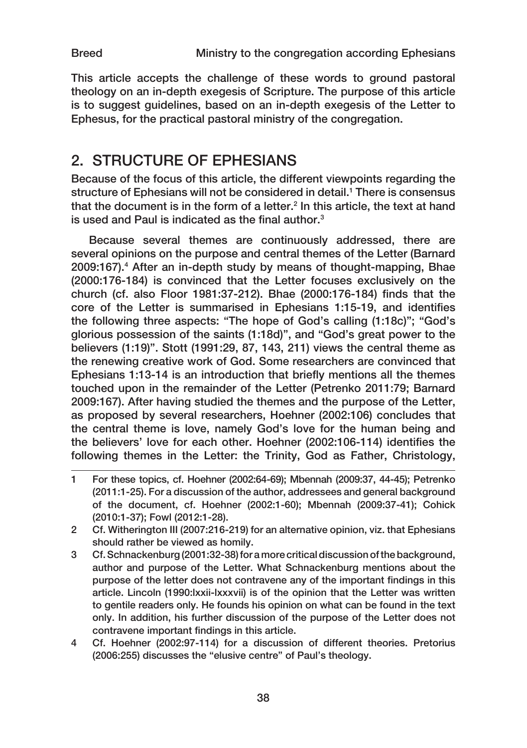This article accepts the challenge of these words to ground pastoral theology on an in-depth exegesis of Scripture. The purpose of this article is to suggest guidelines, based on an in-depth exegesis of the Letter to Ephesus, for the practical pastoral ministry of the congregation.

## 2. STRUCTURE OF EPHESIANS

Because of the focus of this article, the different viewpoints regarding the structure of Ephesians will not be considered in detail.[1] There is consensus that the document is in the form of a letter.[2] In this article, the text at hand is used and Paul is indicated as the final author.[3]

Because several themes are continuously addressed, there are several opinions on the purpose and central themes of the Letter (Barnard 2009:167).[4] After an in-depth study by means of thought-mapping, Bhae (2000:176-184) is convinced that the Letter focuses exclusively on the church (cf. also Floor 1981:37-212). Bhae (2000:176-184) finds that the core of the Letter is summarised in Ephesians 1:15-19, and identifies the following three aspects: "The hope of God's calling (1:18c)"; "God's glorious possession of the saints (1:18d)", and "God's great power to the believers (1:19)". Stott (1991:29, 87, 143, 211) views the central theme as the renewing creative work of God. Some researchers are convinced that Ephesians 1:13-14 is an introduction that briefly mentions all the themes touched upon in the remainder of the Letter (Petrenko 2011:79; Barnard 2009:167). After having studied the themes and the purpose of the Letter, as proposed by several researchers, Hoehner (2002:106) concludes that the central theme is love, namely God's love for the human being and the believers' love for each other. Hoehner (2002:106-114) identifies the following themes in the Letter: the Trinity, God as Father, Christology,

---

1 For these topics, cf. Hoehner (2002:64-69); Mbennah (2009:37, 44-45); Petrenko (2011:1-25). For a discussion of the author, addressees and general background of the document, cf. Hoehner (2002:1-60); Mbennah (2009:37-41); Cohick (2010:1-37); Fowl (2012:1-28).

2 Cf. Witherington III (2007:216-219) for an alternative opinion, viz. that Ephesians should rather be viewed as homily.

3 Cf. Schnackenburg (2001:32-38) for a more critical discussion of the background, author and purpose of the Letter. What Schnackenburg mentions about the purpose of the letter does not contravene any of the important findings in this article. Lincoln (1990:lxxii-lxxxvii) is of the opinion that the Letter was written to gentile readers only. He founds his opinion on what can be found in the text only. In addition, his further discussion of the purpose of the Letter does not contravene important findings in this article.

4 Cf. Hoehner (2002:97-114) for a discussion of different theories. Pretorius (2006:255) discusses the "elusive centre" of Paul's theology.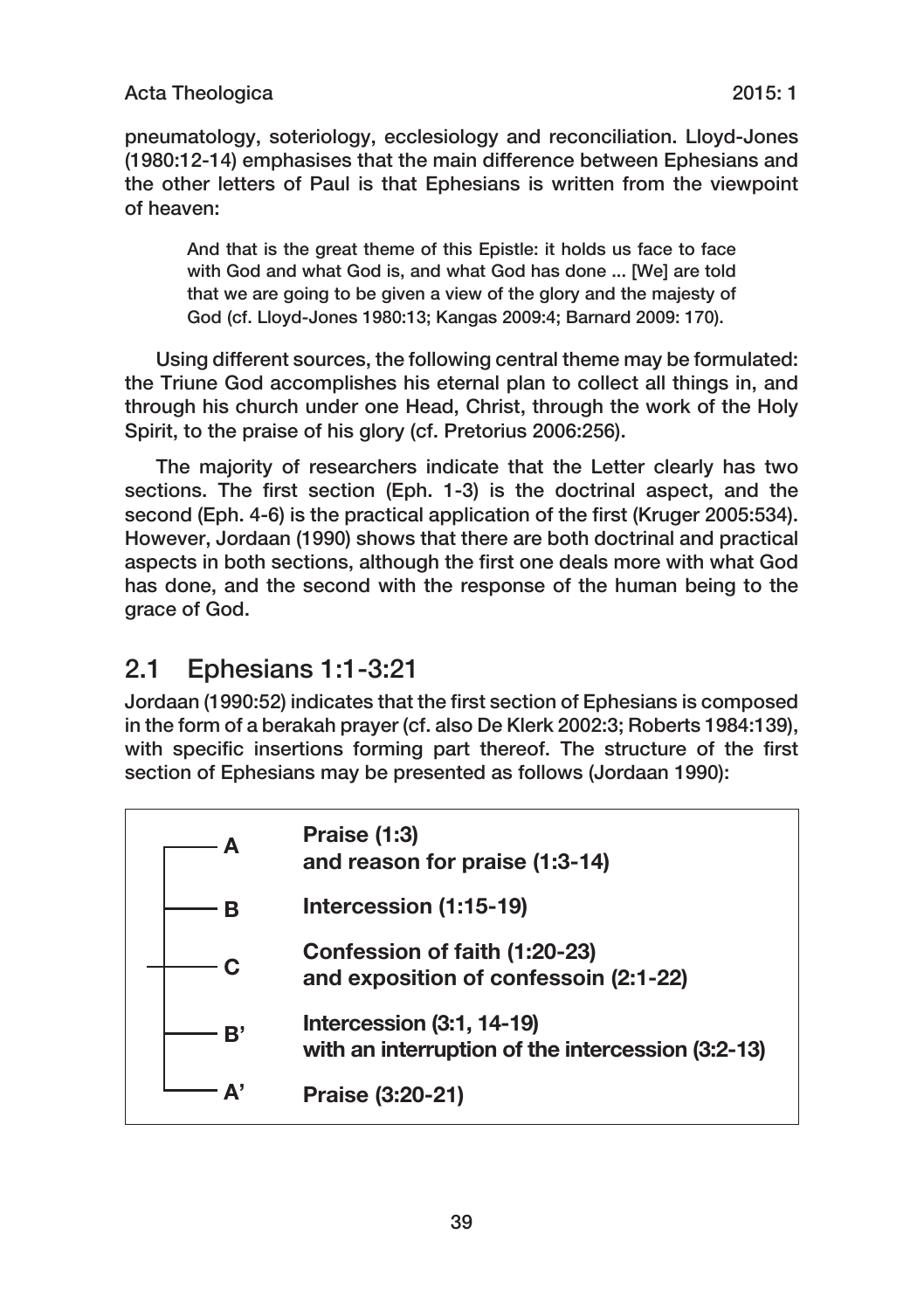pneumatology, soteriology, ecclesiology and reconciliation. Lloyd-Jones (1980:12-14) emphasises that the main difference between Ephesians and the other letters of Paul is that Ephesians is written from the viewpoint of heaven:

> And that is the great theme of this Epistle: it holds us face to face with God and what God is, and what God has done ... [We] are told that we are going to be given a view of the glory and the majesty of God (cf. Lloyd-Jones 1980:13; Kangas 2009:4; Barnard 2009: 170).

Using different sources, the following central theme may be formulated: the Triune God accomplishes his eternal plan to collect all things in, and through his church under one Head, Christ, through the work of the Holy Spirit, to the praise of his glory (cf. Pretorius 2006:256).

The majority of researchers indicate that the Letter clearly has two sections. The first section (Eph. 1-3) is the doctrinal aspect, and the second (Eph. 4-6) is the practical application of the first (Kruger 2005:534). However, Jordaan (1990) shows that there are both doctrinal and practical aspects in both sections, although the first one deals more with what God has done, and the second with the response of the human being to the grace of God.

## 2.1 Ephesians 1:1-3:21

Jordaan (1990:52) indicates that the first section of Ephesians is composed in the form of a berakah prayer (cf. also De Klerk 2002:3; Roberts 1984:139), with specific insertions forming part thereof. The structure of the first section of Ephesians may be presented as follows (Jordaan 1990):

| | |
|---|---|
| **A** | **Praise (1:3)**<br>**and reason for praise (1:3-14)** |
| **B** | **Intercession (1:15-19)** |
| **C** | **Confession of faith (1:20-23)**<br>**and exposition of confessoin (2:1-22)** |
| **B'** | **Intercession (3:1, 14-19)**<br>**with an interruption of the intercession (3:2-13)** |
| **A'** | **Praise (3:20-21)** |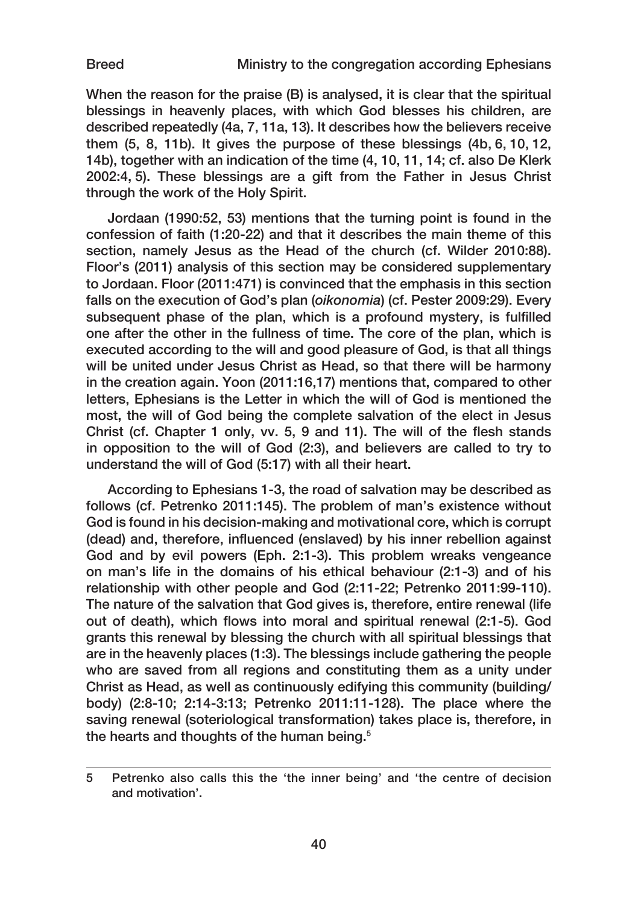When the reason for the praise (B) is analysed, it is clear that the spiritual blessings in heavenly places, with which God blesses his children, are described repeatedly (4a, 7, 11a, 13). It describes how the believers receive them (5, 8, 11b). It gives the purpose of these blessings (4b, 6, 10, 12, 14b), together with an indication of the time (4, 10, 11, 14; cf. also De Klerk 2002:4, 5). These blessings are a gift from the Father in Jesus Christ through the work of the Holy Spirit.

Jordaan (1990:52, 53) mentions that the turning point is found in the confession of faith (1:20-22) and that it describes the main theme of this section, namely Jesus as the Head of the church (cf. Wilder 2010:88). Floor's (2011) analysis of this section may be considered supplementary to Jordaan. Floor (2011:471) is convinced that the emphasis in this section falls on the execution of God's plan (*oikonomia*) (cf. Pester 2009:29). Every subsequent phase of the plan, which is a profound mystery, is fulfilled one after the other in the fullness of time. The core of the plan, which is executed according to the will and good pleasure of God, is that all things will be united under Jesus Christ as Head, so that there will be harmony in the creation again. Yoon (2011:16,17) mentions that, compared to other letters, Ephesians is the Letter in which the will of God is mentioned the most, the will of God being the complete salvation of the elect in Jesus Christ (cf. Chapter 1 only, vv. 5, 9 and 11). The will of the flesh stands in opposition to the will of God (2:3), and believers are called to try to understand the will of God (5:17) with all their heart.

According to Ephesians 1-3, the road of salvation may be described as follows (cf. Petrenko 2011:145). The problem of man's existence without God is found in his decision-making and motivational core, which is corrupt (dead) and, therefore, influenced (enslaved) by his inner rebellion against God and by evil powers (Eph. 2:1-3). This problem wreaks vengeance on man's life in the domains of his ethical behaviour (2:1-3) and of his relationship with other people and God (2:11-22; Petrenko 2011:99-110). The nature of the salvation that God gives is, therefore, entire renewal (life out of death), which flows into moral and spiritual renewal (2:1-5). God grants this renewal by blessing the church with all spiritual blessings that are in the heavenly places (1:3). The blessings include gathering the people who are saved from all regions and constituting them as a unity under Christ as Head, as well as continuously edifying this community (building/body) (2:8-10; 2:14-3:13; Petrenko 2011:11-128). The place where the saving renewal (soteriological transformation) takes place is, therefore, in the hearts and thoughts of the human being.[5]

---

5 Petrenko also calls this the 'the inner being' and 'the centre of decision and motivation'.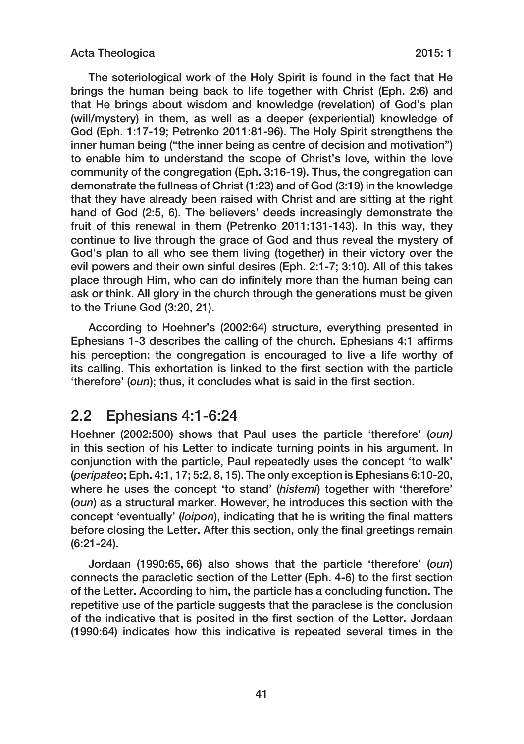The soteriological work of the Holy Spirit is found in the fact that He brings the human being back to life together with Christ (Eph. 2:6) and that He brings about wisdom and knowledge (revelation) of God's plan (will/mystery) in them, as well as a deeper (experiential) knowledge of God (Eph. 1:17-19; Petrenko 2011:81-96). The Holy Spirit strengthens the inner human being ("the inner being as centre of decision and motivation") to enable him to understand the scope of Christ's love, within the love community of the congregation (Eph. 3:16-19). Thus, the congregation can demonstrate the fullness of Christ (1:23) and of God (3:19) in the knowledge that they have already been raised with Christ and are sitting at the right hand of God (2:5, 6). The believers' deeds increasingly demonstrate the fruit of this renewal in them (Petrenko 2011:131-143). In this way, they continue to live through the grace of God and thus reveal the mystery of God's plan to all who see them living (together) in their victory over the evil powers and their own sinful desires (Eph. 2:1-7; 3:10). All of this takes place through Him, who can do infinitely more than the human being can ask or think. All glory in the church through the generations must be given to the Triune God (3:20, 21).

According to Hoehner's (2002:64) structure, everything presented in Ephesians 1-3 describes the calling of the church. Ephesians 4:1 affirms his perception: the congregation is encouraged to live a life worthy of its calling. This exhortation is linked to the first section with the particle 'therefore' (*oun*); thus, it concludes what is said in the first section.

## 2.2 Ephesians 4:1-6:24

Hoehner (2002:500) shows that Paul uses the particle 'therefore' (*oun)* in this section of his Letter to indicate turning points in his argument. In conjunction with the particle, Paul repeatedly uses the concept 'to walk' (*peripateo*; Eph. 4:1, 17; 5:2, 8, 15). The only exception is Ephesians 6:10-20, where he uses the concept 'to stand' (*histemi*) together with 'therefore' (*oun*) as a structural marker. However, he introduces this section with the concept 'eventually' (*loipon*), indicating that he is writing the final matters before closing the Letter. After this section, only the final greetings remain (6:21-24).

Jordaan (1990:65, 66) also shows that the particle 'therefore' (*oun*) connects the paracletic section of the Letter (Eph. 4-6) to the first section of the Letter. According to him, the particle has a concluding function. The repetitive use of the particle suggests that the paraclese is the conclusion of the indicative that is posited in the first section of the Letter. Jordaan (1990:64) indicates how this indicative is repeated several times in the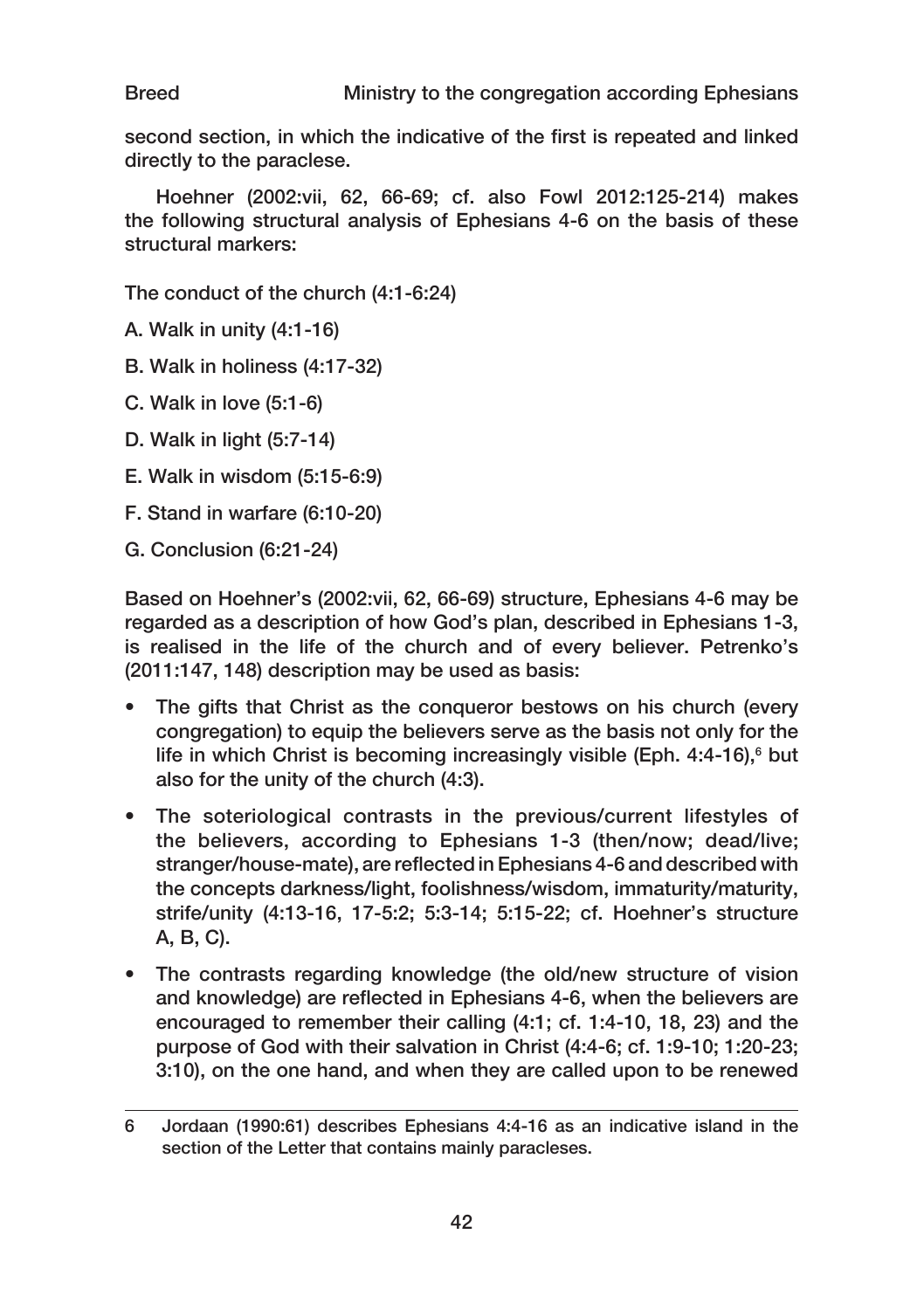second section, in which the indicative of the first is repeated and linked directly to the paraclese.

Hoehner (2002:vii, 62, 66-69; cf. also Fowl 2012:125-214) makes the following structural analysis of Ephesians 4-6 on the basis of these structural markers:

The conduct of the church (4:1-6:24)

A. Walk in unity (4:1-16)

B. Walk in holiness (4:17-32)

C. Walk in love (5:1-6)

D. Walk in light (5:7-14)

E. Walk in wisdom (5:15-6:9)

F. Stand in warfare (6:10-20)

G. Conclusion (6:21-24)

Based on Hoehner's (2002:vii, 62, 66-69) structure, Ephesians 4-6 may be regarded as a description of how God's plan, described in Ephesians 1-3, is realised in the life of the church and of every believer. Petrenko's (2011:147, 148) description may be used as basis:

- The gifts that Christ as the conqueror bestows on his church (every congregation) to equip the believers serve as the basis not only for the life in which Christ is becoming increasingly visible (Eph. 4:4-16),[6] but also for the unity of the church (4:3).
- The soteriological contrasts in the previous/current lifestyles of the believers, according to Ephesians 1-3 (then/now; dead/live; stranger/house-mate), are reflected in Ephesians 4-6 and described with the concepts darkness/light, foolishness/wisdom, immaturity/maturity, strife/unity (4:13-16, 17-5:2; 5:3-14; 5:15-22; cf. Hoehner's structure A, B, C).
- The contrasts regarding knowledge (the old/new structure of vision and knowledge) are reflected in Ephesians 4-6, when the believers are encouraged to remember their calling (4:1; cf. 1:4-10, 18, 23) and the purpose of God with their salvation in Christ (4:4-6; cf. 1:9-10; 1:20-23; 3:10), on the one hand, and when they are called upon to be renewed

---

6 Jordaan (1990:61) describes Ephesians 4:4-16 as an indicative island in the section of the Letter that contains mainly paracleses.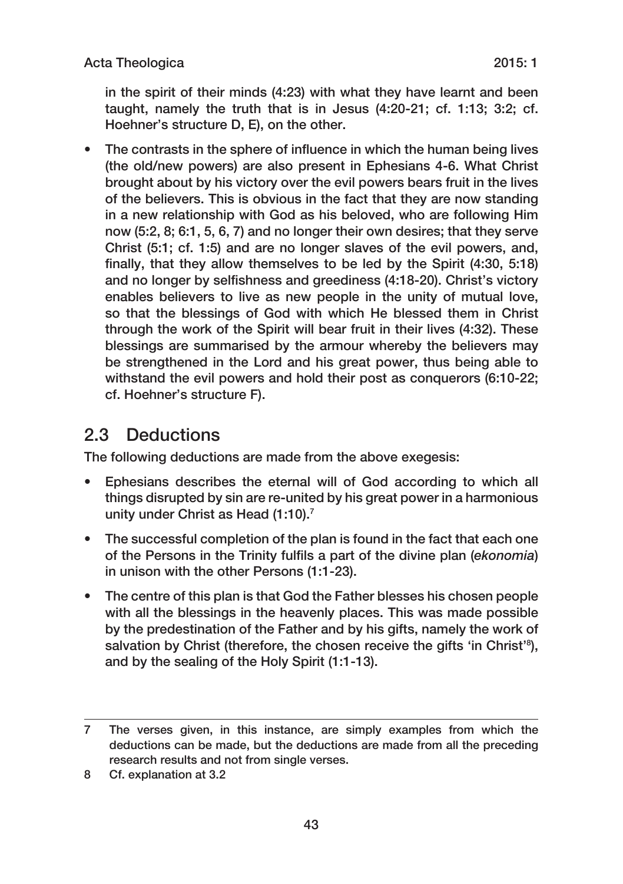in the spirit of their minds (4:23) with what they have learnt and been taught, namely the truth that is in Jesus (4:20-21; cf. 1:13; 3:2; cf. Hoehner's structure D, E), on the other.

- The contrasts in the sphere of influence in which the human being lives (the old/new powers) are also present in Ephesians 4-6. What Christ brought about by his victory over the evil powers bears fruit in the lives of the believers. This is obvious in the fact that they are now standing in a new relationship with God as his beloved, who are following Him now (5:2, 8; 6:1, 5, 6, 7) and no longer their own desires; that they serve Christ (5:1; cf. 1:5) and are no longer slaves of the evil powers, and, finally, that they allow themselves to be led by the Spirit (4:30, 5:18) and no longer by selfishness and greediness (4:18-20). Christ's victory enables believers to live as new people in the unity of mutual love, so that the blessings of God with which He blessed them in Christ through the work of the Spirit will bear fruit in their lives (4:32). These blessings are summarised by the armour whereby the believers may be strengthened in the Lord and his great power, thus being able to withstand the evil powers and hold their post as conquerors (6:10-22; cf. Hoehner's structure F).

## 2.3 Deductions

The following deductions are made from the above exegesis:

- Ephesians describes the eternal will of God according to which all things disrupted by sin are re-united by his great power in a harmonious unity under Christ as Head (1:10).[7]
- The successful completion of the plan is found in the fact that each one of the Persons in the Trinity fulfils a part of the divine plan (*ekonomia*) in unison with the other Persons (1:1-23).
- The centre of this plan is that God the Father blesses his chosen people with all the blessings in the heavenly places. This was made possible by the predestination of the Father and by his gifts, namely the work of salvation by Christ (therefore, the chosen receive the gifts 'in Christ'[8]), and by the sealing of the Holy Spirit (1:1-13).

---

7 The verses given, in this instance, are simply examples from which the deductions can be made, but the deductions are made from all the preceding research results and not from single verses.

8 Cf. explanation at 3.2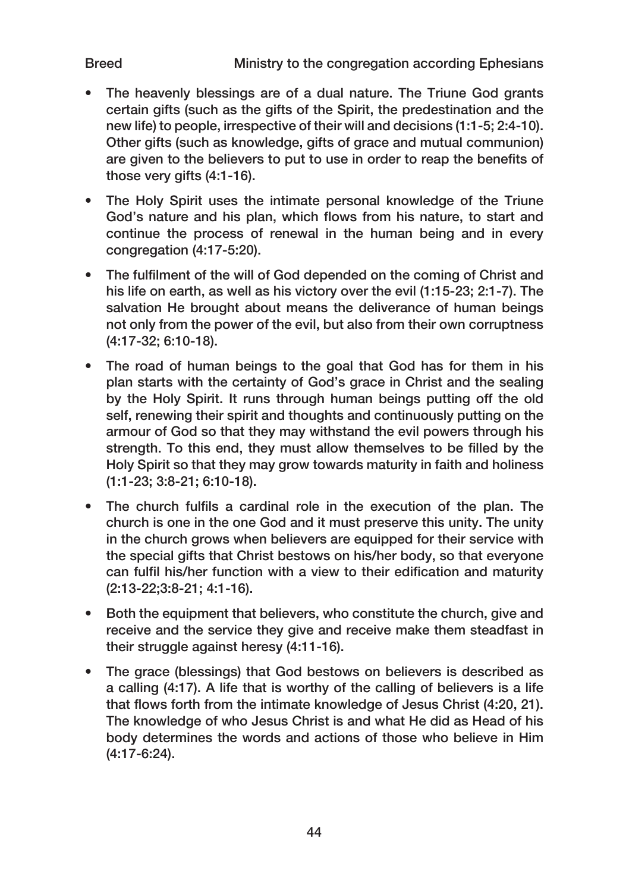- The heavenly blessings are of a dual nature. The Triune God grants certain gifts (such as the gifts of the Spirit, the predestination and the new life) to people, irrespective of their will and decisions (1:1-5; 2:4-10). Other gifts (such as knowledge, gifts of grace and mutual communion) are given to the believers to put to use in order to reap the benefits of those very gifts (4:1-16).
- The Holy Spirit uses the intimate personal knowledge of the Triune God's nature and his plan, which flows from his nature, to start and continue the process of renewal in the human being and in every congregation (4:17-5:20).
- The fulfilment of the will of God depended on the coming of Christ and his life on earth, as well as his victory over the evil (1:15-23; 2:1-7). The salvation He brought about means the deliverance of human beings not only from the power of the evil, but also from their own corruptness (4:17-32; 6:10-18).
- The road of human beings to the goal that God has for them in his plan starts with the certainty of God's grace in Christ and the sealing by the Holy Spirit. It runs through human beings putting off the old self, renewing their spirit and thoughts and continuously putting on the armour of God so that they may withstand the evil powers through his strength. To this end, they must allow themselves to be filled by the Holy Spirit so that they may grow towards maturity in faith and holiness (1:1-23; 3:8-21; 6:10-18).
- The church fulfils a cardinal role in the execution of the plan. The church is one in the one God and it must preserve this unity. The unity in the church grows when believers are equipped for their service with the special gifts that Christ bestows on his/her body, so that everyone can fulfil his/her function with a view to their edification and maturity (2:13-22;3:8-21; 4:1-16).
- Both the equipment that believers, who constitute the church, give and receive and the service they give and receive make them steadfast in their struggle against heresy (4:11-16).
- The grace (blessings) that God bestows on believers is described as a calling (4:17). A life that is worthy of the calling of believers is a life that flows forth from the intimate knowledge of Jesus Christ (4:20, 21). The knowledge of who Jesus Christ is and what He did as Head of his body determines the words and actions of those who believe in Him (4:17-6:24).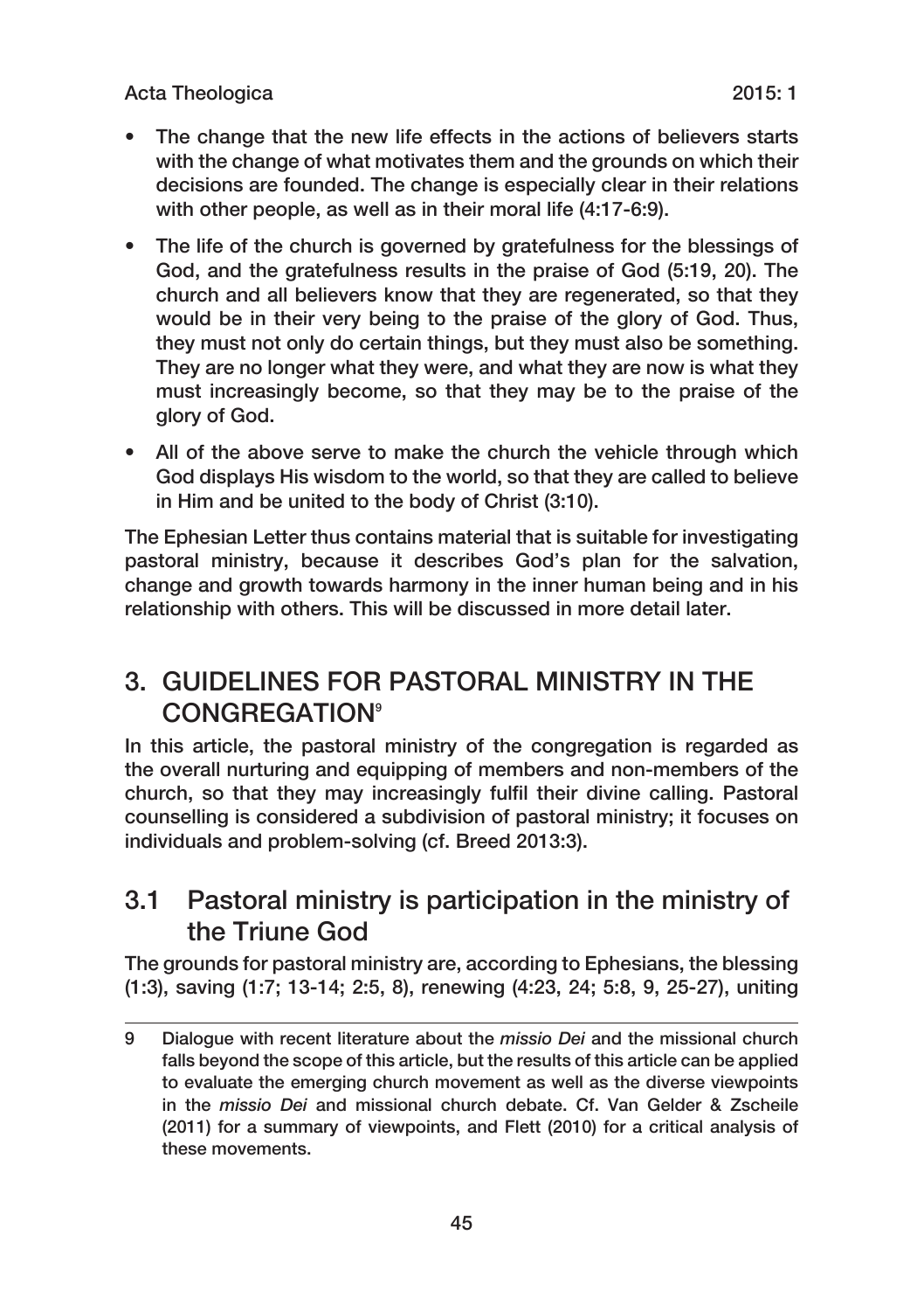- The change that the new life effects in the actions of believers starts with the change of what motivates them and the grounds on which their decisions are founded. The change is especially clear in their relations with other people, as well as in their moral life (4:17-6:9).
- The life of the church is governed by gratefulness for the blessings of God, and the gratefulness results in the praise of God (5:19, 20). The church and all believers know that they are regenerated, so that they would be in their very being to the praise of the glory of God. Thus, they must not only do certain things, but they must also be something. They are no longer what they were, and what they are now is what they must increasingly become, so that they may be to the praise of the glory of God.
- All of the above serve to make the church the vehicle through which God displays His wisdom to the world, so that they are called to believe in Him and be united to the body of Christ (3:10).

The Ephesian Letter thus contains material that is suitable for investigating pastoral ministry, because it describes God's plan for the salvation, change and growth towards harmony in the inner human being and in his relationship with others. This will be discussed in more detail later.

## 3. GUIDELINES FOR PASTORAL MINISTRY IN THE CONGREGATION[9]

In this article, the pastoral ministry of the congregation is regarded as the overall nurturing and equipping of members and non-members of the church, so that they may increasingly fulfil their divine calling. Pastoral counselling is considered a subdivision of pastoral ministry; it focuses on individuals and problem-solving (cf. Breed 2013:3).

### 3.1 Pastoral ministry is participation in the ministry of the Triune God

The grounds for pastoral ministry are, according to Ephesians, the blessing (1:3), saving (1:7; 13-14; 2:5, 8), renewing (4:23, 24; 5:8, 9, 25-27), uniting

---

9 Dialogue with recent literature about the *missio Dei* and the missional church falls beyond the scope of this article, but the results of this article can be applied to evaluate the emerging church movement as well as the diverse viewpoints in the *missio Dei* and missional church debate. Cf. Van Gelder & Zscheile (2011) for a summary of viewpoints, and Flett (2010) for a critical analysis of these movements.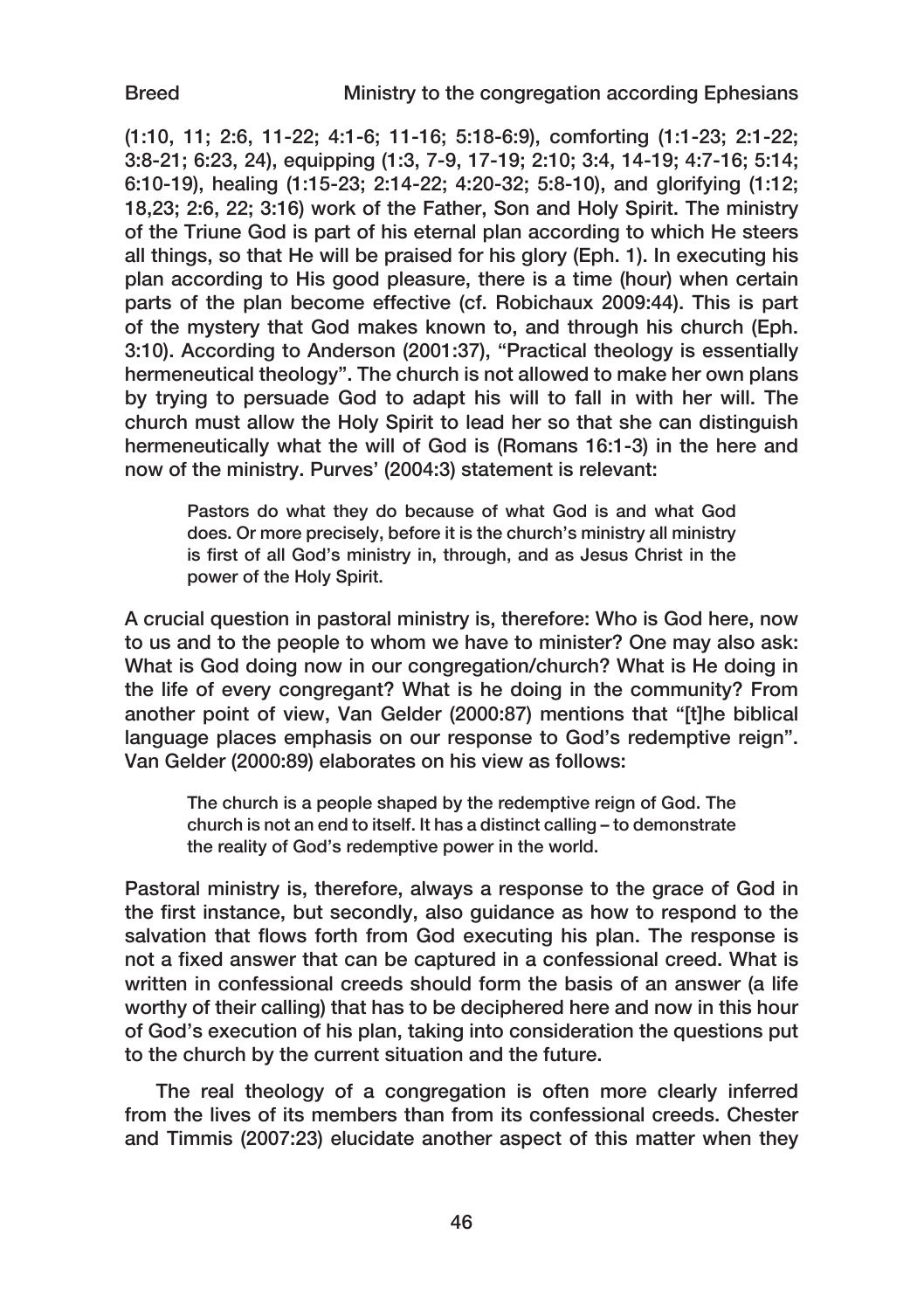(1:10, 11; 2:6, 11-22; 4:1-6; 11-16; 5:18-6:9), comforting (1:1-23; 2:1-22; 3:8-21; 6:23, 24), equipping (1:3, 7-9, 17-19; 2:10; 3:4, 14-19; 4:7-16; 5:14; 6:10-19), healing (1:15-23; 2:14-22; 4:20-32; 5:8-10), and glorifying (1:12; 18,23; 2:6, 22; 3:16) work of the Father, Son and Holy Spirit. The ministry of the Triune God is part of his eternal plan according to which He steers all things, so that He will be praised for his glory (Eph. 1). In executing his plan according to His good pleasure, there is a time (hour) when certain parts of the plan become effective (cf. Robichaux 2009:44). This is part of the mystery that God makes known to, and through his church (Eph. 3:10). According to Anderson (2001:37), "Practical theology is essentially hermeneutical theology". The church is not allowed to make her own plans by trying to persuade God to adapt his will to fall in with her will. The church must allow the Holy Spirit to lead her so that she can distinguish hermeneutically what the will of God is (Romans 16:1-3) in the here and now of the ministry. Purves' (2004:3) statement is relevant:

> Pastors do what they do because of what God is and what God does. Or more precisely, before it is the church's ministry all ministry is first of all God's ministry in, through, and as Jesus Christ in the power of the Holy Spirit.

A crucial question in pastoral ministry is, therefore: Who is God here, now to us and to the people to whom we have to minister? One may also ask: What is God doing now in our congregation/church? What is He doing in the life of every congregant? What is he doing in the community? From another point of view, Van Gelder (2000:87) mentions that "[t]he biblical language places emphasis on our response to God's redemptive reign". Van Gelder (2000:89) elaborates on his view as follows:

> The church is a people shaped by the redemptive reign of God. The church is not an end to itself. It has a distinct calling – to demonstrate the reality of God's redemptive power in the world.

Pastoral ministry is, therefore, always a response to the grace of God in the first instance, but secondly, also guidance as how to respond to the salvation that flows forth from God executing his plan. The response is not a fixed answer that can be captured in a confessional creed. What is written in confessional creeds should form the basis of an answer (a life worthy of their calling) that has to be deciphered here and now in this hour of God's execution of his plan, taking into consideration the questions put to the church by the current situation and the future.

The real theology of a congregation is often more clearly inferred from the lives of its members than from its confessional creeds. Chester and Timmis (2007:23) elucidate another aspect of this matter when they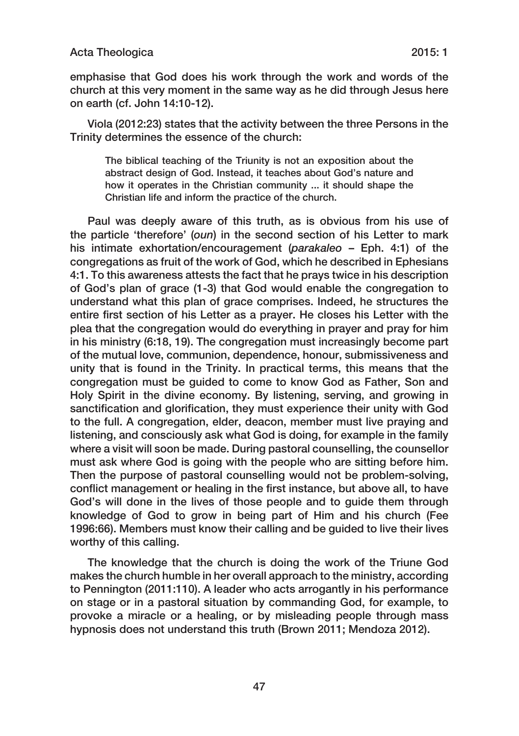emphasise that God does his work through the work and words of the church at this very moment in the same way as he did through Jesus here on earth (cf. John 14:10-12).

Viola (2012:23) states that the activity between the three Persons in the Trinity determines the essence of the church:

> The biblical teaching of the Triunity is not an exposition about the abstract design of God. Instead, it teaches about God's nature and how it operates in the Christian community ... it should shape the Christian life and inform the practice of the church.

Paul was deeply aware of this truth, as is obvious from his use of the particle 'therefore' (*oun*) in the second section of his Letter to mark his intimate exhortation/encouragement (*parakaleo* – Eph. 4:1) of the congregations as fruit of the work of God, which he described in Ephesians 4:1. To this awareness attests the fact that he prays twice in his description of God's plan of grace (1-3) that God would enable the congregation to understand what this plan of grace comprises. Indeed, he structures the entire first section of his Letter as a prayer. He closes his Letter with the plea that the congregation would do everything in prayer and pray for him in his ministry (6:18, 19). The congregation must increasingly become part of the mutual love, communion, dependence, honour, submissiveness and unity that is found in the Trinity. In practical terms, this means that the congregation must be guided to come to know God as Father, Son and Holy Spirit in the divine economy. By listening, serving, and growing in sanctification and glorification, they must experience their unity with God to the full. A congregation, elder, deacon, member must live praying and listening, and consciously ask what God is doing, for example in the family where a visit will soon be made. During pastoral counselling, the counsellor must ask where God is going with the people who are sitting before him. Then the purpose of pastoral counselling would not be problem-solving, conflict management or healing in the first instance, but above all, to have God's will done in the lives of those people and to guide them through knowledge of God to grow in being part of Him and his church (Fee 1996:66). Members must know their calling and be guided to live their lives worthy of this calling.

The knowledge that the church is doing the work of the Triune God makes the church humble in her overall approach to the ministry, according to Pennington (2011:110). A leader who acts arrogantly in his performance on stage or in a pastoral situation by commanding God, for example, to provoke a miracle or a healing, or by misleading people through mass hypnosis does not understand this truth (Brown 2011; Mendoza 2012).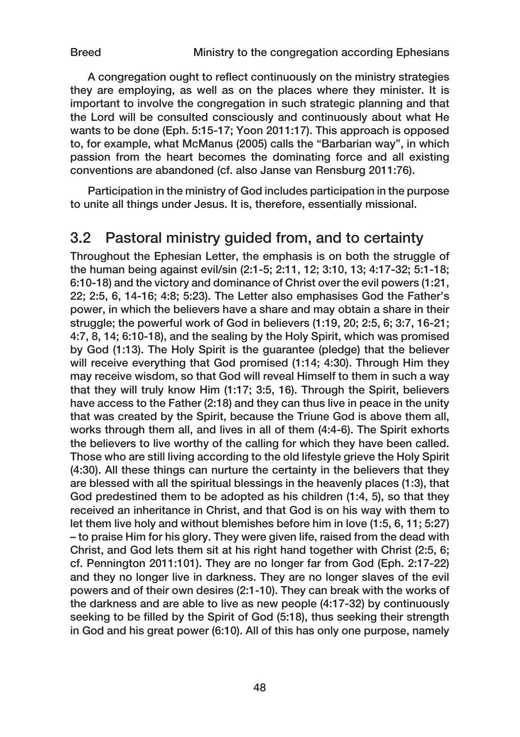A congregation ought to reflect continuously on the ministry strategies they are employing, as well as on the places where they minister. It is important to involve the congregation in such strategic planning and that the Lord will be consulted consciously and continuously about what He wants to be done (Eph. 5:15-17; Yoon 2011:17). This approach is opposed to, for example, what McManus (2005) calls the "Barbarian way", in which passion from the heart becomes the dominating force and all existing conventions are abandoned (cf. also Janse van Rensburg 2011:76).

Participation in the ministry of God includes participation in the purpose to unite all things under Jesus. It is, therefore, essentially missional.

## 3.2 Pastoral ministry guided from, and to certainty

Throughout the Ephesian Letter, the emphasis is on both the struggle of the human being against evil/sin (2:1-5; 2:11, 12; 3:10, 13; 4:17-32; 5:1-18; 6:10-18) and the victory and dominance of Christ over the evil powers (1:21, 22; 2:5, 6, 14-16; 4:8; 5:23). The Letter also emphasises God the Father's power, in which the believers have a share and may obtain a share in their struggle; the powerful work of God in believers (1:19, 20; 2:5, 6; 3:7, 16-21; 4:7, 8, 14; 6:10-18), and the sealing by the Holy Spirit, which was promised by God (1:13). The Holy Spirit is the guarantee (pledge) that the believer will receive everything that God promised (1:14; 4:30). Through Him they may receive wisdom, so that God will reveal Himself to them in such a way that they will truly know Him (1:17; 3:5, 16). Through the Spirit, believers have access to the Father (2:18) and they can thus live in peace in the unity that was created by the Spirit, because the Triune God is above them all, works through them all, and lives in all of them (4:4-6). The Spirit exhorts the believers to live worthy of the calling for which they have been called. Those who are still living according to the old lifestyle grieve the Holy Spirit (4:30). All these things can nurture the certainty in the believers that they are blessed with all the spiritual blessings in the heavenly places (1:3), that God predestined them to be adopted as his children (1:4, 5), so that they received an inheritance in Christ, and that God is on his way with them to let them live holy and without blemishes before him in love (1:5, 6, 11; 5:27) – to praise Him for his glory. They were given life, raised from the dead with Christ, and God lets them sit at his right hand together with Christ (2:5, 6; cf. Pennington 2011:101). They are no longer far from God (Eph. 2:17-22) and they no longer live in darkness. They are no longer slaves of the evil powers and of their own desires (2:1-10). They can break with the works of the darkness and are able to live as new people (4:17-32) by continuously seeking to be filled by the Spirit of God (5:18), thus seeking their strength in God and his great power (6:10). All of this has only one purpose, namely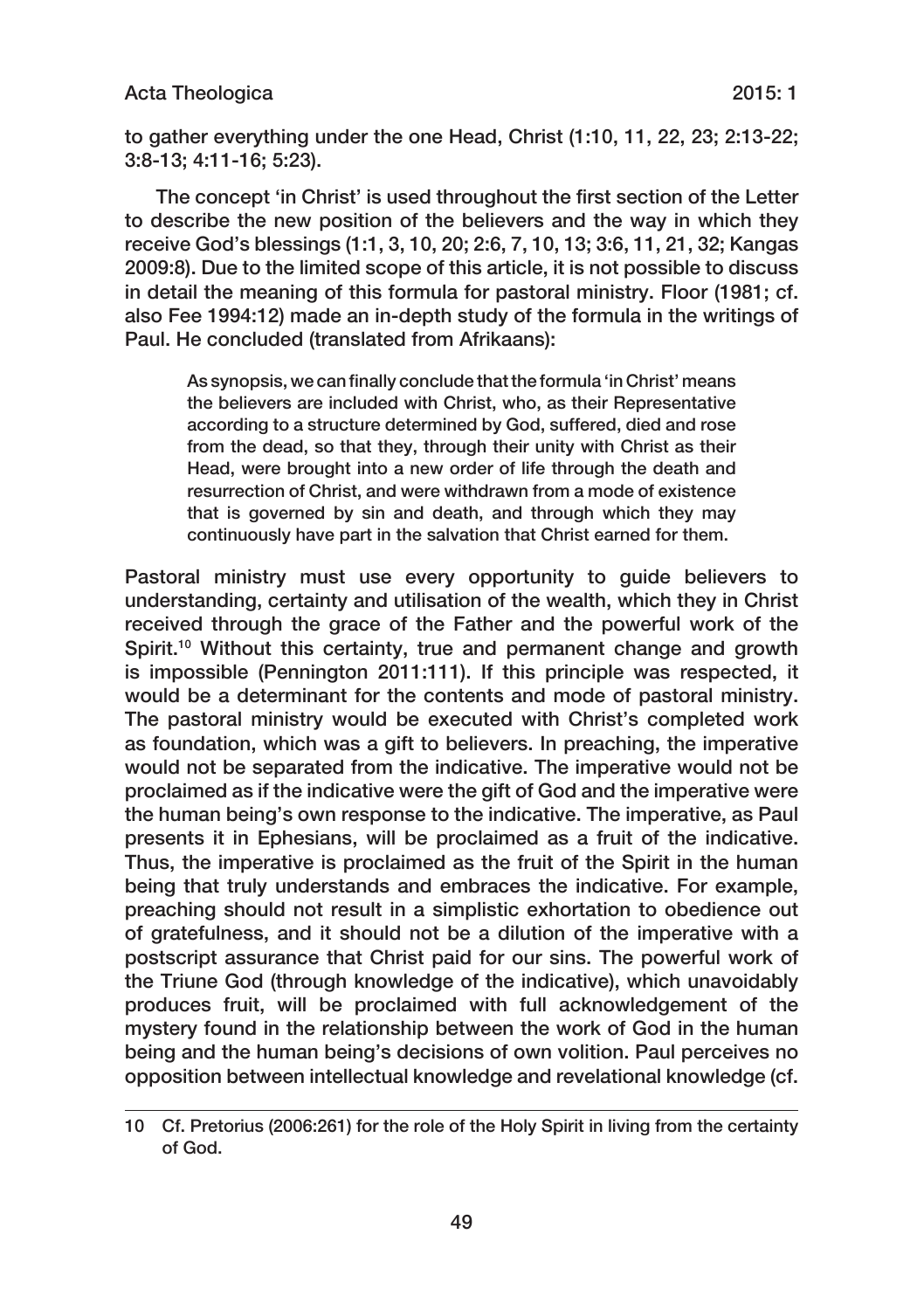to gather everything under the one Head, Christ (1:10, 11, 22, 23; 2:13-22; 3:8-13; 4:11-16; 5:23).

The concept 'in Christ' is used throughout the first section of the Letter to describe the new position of the believers and the way in which they receive God's blessings (1:1, 3, 10, 20; 2:6, 7, 10, 13; 3:6, 11, 21, 32; Kangas 2009:8). Due to the limited scope of this article, it is not possible to discuss in detail the meaning of this formula for pastoral ministry. Floor (1981; cf. also Fee 1994:12) made an in-depth study of the formula in the writings of Paul. He concluded (translated from Afrikaans):

> As synopsis, we can finally conclude that the formula 'in Christ' means the believers are included with Christ, who, as their Representative according to a structure determined by God, suffered, died and rose from the dead, so that they, through their unity with Christ as their Head, were brought into a new order of life through the death and resurrection of Christ, and were withdrawn from a mode of existence that is governed by sin and death, and through which they may continuously have part in the salvation that Christ earned for them.

Pastoral ministry must use every opportunity to guide believers to understanding, certainty and utilisation of the wealth, which they in Christ received through the grace of the Father and the powerful work of the Spirit.[10] Without this certainty, true and permanent change and growth is impossible (Pennington 2011:111). If this principle was respected, it would be a determinant for the contents and mode of pastoral ministry. The pastoral ministry would be executed with Christ's completed work as foundation, which was a gift to believers. In preaching, the imperative would not be separated from the indicative. The imperative would not be proclaimed as if the indicative were the gift of God and the imperative were the human being's own response to the indicative. The imperative, as Paul presents it in Ephesians, will be proclaimed as a fruit of the indicative. Thus, the imperative is proclaimed as the fruit of the Spirit in the human being that truly understands and embraces the indicative. For example, preaching should not result in a simplistic exhortation to obedience out of gratefulness, and it should not be a dilution of the imperative with a postscript assurance that Christ paid for our sins. The powerful work of the Triune God (through knowledge of the indicative), which unavoidably produces fruit, will be proclaimed with full acknowledgement of the mystery found in the relationship between the work of God in the human being and the human being's decisions of own volition. Paul perceives no opposition between intellectual knowledge and revelational knowledge (cf.

---

10 Cf. Pretorius (2006:261) for the role of the Holy Spirit in living from the certainty of God.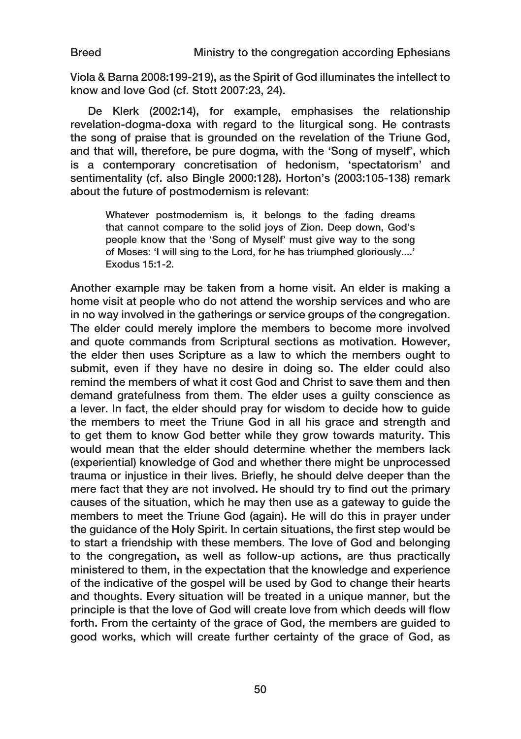Viola & Barna 2008:199-219), as the Spirit of God illuminates the intellect to know and love God (cf. Stott 2007:23, 24).

De Klerk (2002:14), for example, emphasises the relationship revelation-dogma-doxa with regard to the liturgical song. He contrasts the song of praise that is grounded on the revelation of the Triune God, and that will, therefore, be pure dogma, with the 'Song of myself', which is a contemporary concretisation of hedonism, 'spectatorism' and sentimentality (cf. also Bingle 2000:128). Horton's (2003:105-138) remark about the future of postmodernism is relevant:

> Whatever postmodernism is, it belongs to the fading dreams that cannot compare to the solid joys of Zion. Deep down, God's people know that the 'Song of Myself' must give way to the song of Moses: 'I will sing to the Lord, for he has triumphed gloriously....' Exodus 15:1-2.

Another example may be taken from a home visit. An elder is making a home visit at people who do not attend the worship services and who are in no way involved in the gatherings or service groups of the congregation. The elder could merely implore the members to become more involved and quote commands from Scriptural sections as motivation. However, the elder then uses Scripture as a law to which the members ought to submit, even if they have no desire in doing so. The elder could also remind the members of what it cost God and Christ to save them and then demand gratefulness from them. The elder uses a guilty conscience as a lever. In fact, the elder should pray for wisdom to decide how to guide the members to meet the Triune God in all his grace and strength and to get them to know God better while they grow towards maturity. This would mean that the elder should determine whether the members lack (experiential) knowledge of God and whether there might be unprocessed trauma or injustice in their lives. Briefly, he should delve deeper than the mere fact that they are not involved. He should try to find out the primary causes of the situation, which he may then use as a gateway to guide the members to meet the Triune God (again). He will do this in prayer under the guidance of the Holy Spirit. In certain situations, the first step would be to start a friendship with these members. The love of God and belonging to the congregation, as well as follow-up actions, are thus practically ministered to them, in the expectation that the knowledge and experience of the indicative of the gospel will be used by God to change their hearts and thoughts. Every situation will be treated in a unique manner, but the principle is that the love of God will create love from which deeds will flow forth. From the certainty of the grace of God, the members are guided to good works, which will create further certainty of the grace of God, as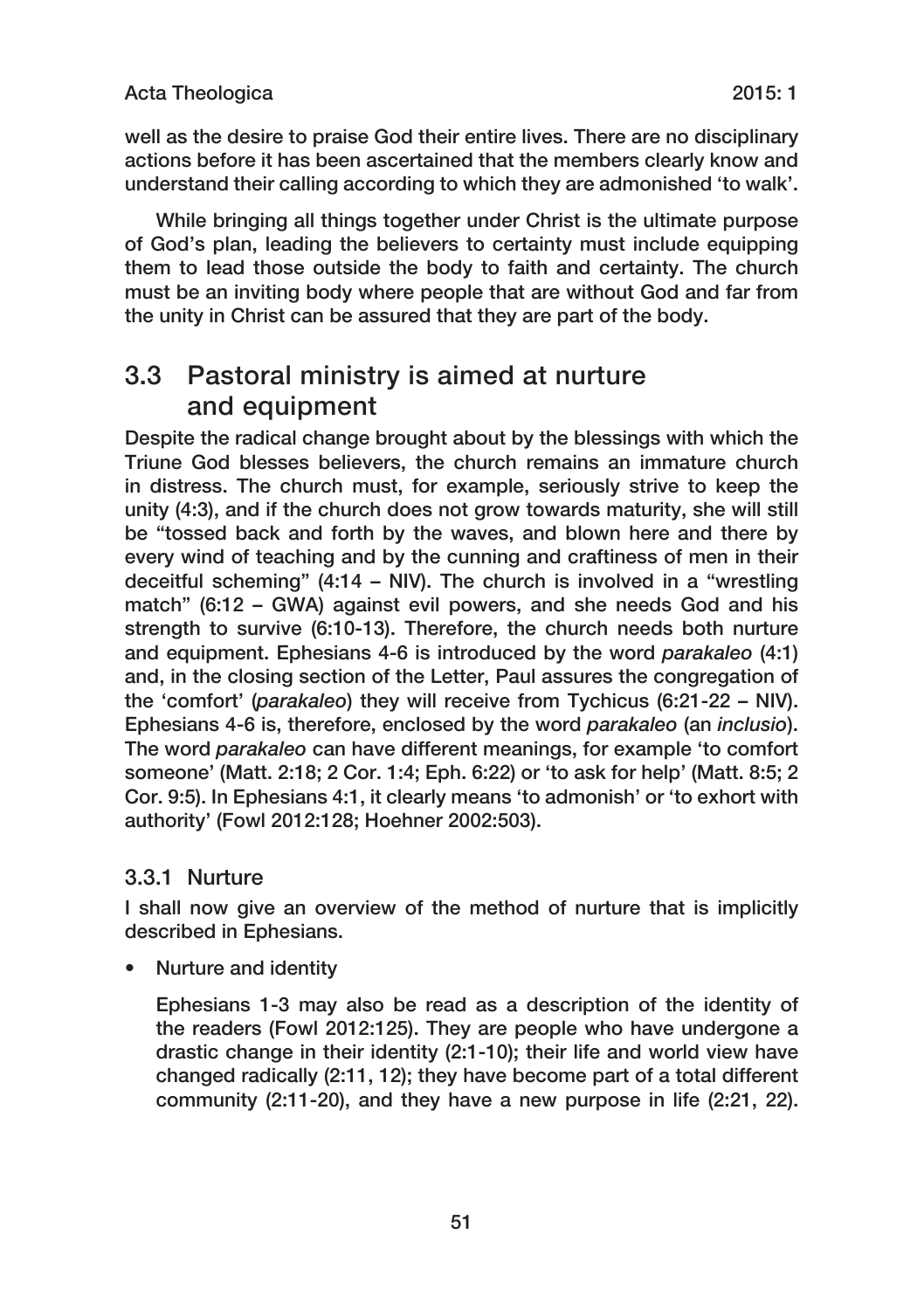well as the desire to praise God their entire lives. There are no disciplinary actions before it has been ascertained that the members clearly know and understand their calling according to which they are admonished 'to walk'.

While bringing all things together under Christ is the ultimate purpose of God's plan, leading the believers to certainty must include equipping them to lead those outside the body to faith and certainty. The church must be an inviting body where people that are without God and far from the unity in Christ can be assured that they are part of the body.

## 3.3 Pastoral ministry is aimed at nurture and equipment

Despite the radical change brought about by the blessings with which the Triune God blesses believers, the church remains an immature church in distress. The church must, for example, seriously strive to keep the unity (4:3), and if the church does not grow towards maturity, she will still be "tossed back and forth by the waves, and blown here and there by every wind of teaching and by the cunning and craftiness of men in their deceitful scheming" (4:14 – NIV). The church is involved in a "wrestling match" (6:12 – GWA) against evil powers, and she needs God and his strength to survive (6:10-13). Therefore, the church needs both nurture and equipment. Ephesians 4-6 is introduced by the word *parakaleo* (4:1) and, in the closing section of the Letter, Paul assures the congregation of the 'comfort' (*parakaleo*) they will receive from Tychicus (6:21-22 – NIV). Ephesians 4-6 is, therefore, enclosed by the word *parakaleo* (an *inclusio*). The word *parakaleo* can have different meanings, for example 'to comfort someone' (Matt. 2:18; 2 Cor. 1:4; Eph. 6:22) or 'to ask for help' (Matt. 8:5; 2 Cor. 9:5). In Ephesians 4:1, it clearly means 'to admonish' or 'to exhort with authority' (Fowl 2012:128; Hoehner 2002:503).

### 3.3.1 Nurture

I shall now give an overview of the method of nurture that is implicitly described in Ephesians.

- Nurture and identity

  Ephesians 1-3 may also be read as a description of the identity of the readers (Fowl 2012:125). They are people who have undergone a drastic change in their identity (2:1-10); their life and world view have changed radically (2:11, 12); they have become part of a total different community (2:11-20), and they have a new purpose in life (2:21, 22).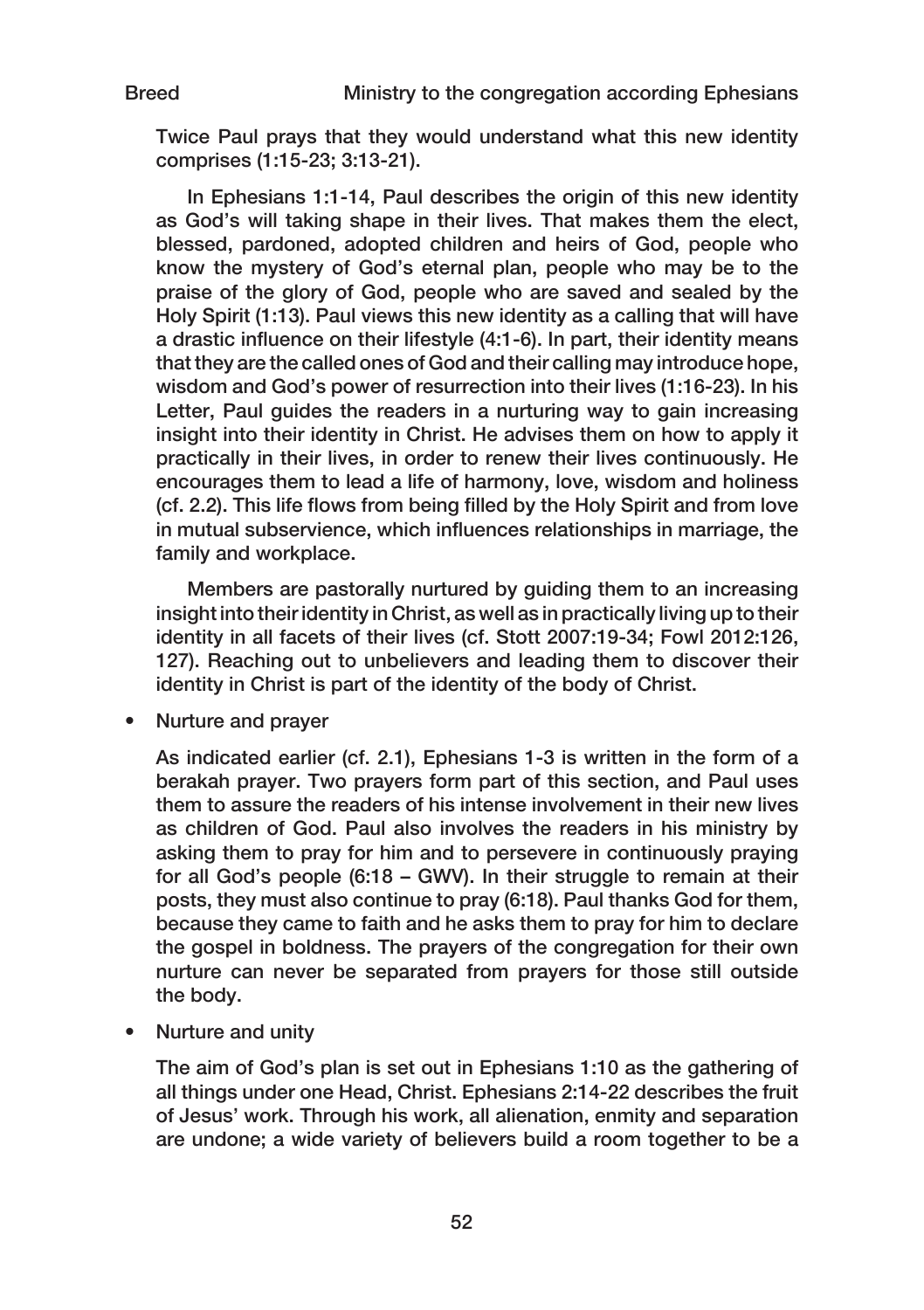Twice Paul prays that they would understand what this new identity comprises (1:15-23; 3:13-21).

In Ephesians 1:1-14, Paul describes the origin of this new identity as God's will taking shape in their lives. That makes them the elect, blessed, pardoned, adopted children and heirs of God, people who know the mystery of God's eternal plan, people who may be to the praise of the glory of God, people who are saved and sealed by the Holy Spirit (1:13). Paul views this new identity as a calling that will have a drastic influence on their lifestyle (4:1-6). In part, their identity means that they are the called ones of God and their calling may introduce hope, wisdom and God's power of resurrection into their lives (1:16-23). In his Letter, Paul guides the readers in a nurturing way to gain increasing insight into their identity in Christ. He advises them on how to apply it practically in their lives, in order to renew their lives continuously. He encourages them to lead a life of harmony, love, wisdom and holiness (cf. 2.2). This life flows from being filled by the Holy Spirit and from love in mutual subservience, which influences relationships in marriage, the family and workplace.

Members are pastorally nurtured by guiding them to an increasing insight into their identity in Christ, as well as in practically living up to their identity in all facets of their lives (cf. Stott 2007:19-34; Fowl 2012:126, 127). Reaching out to unbelievers and leading them to discover their identity in Christ is part of the identity of the body of Christ.

- Nurture and prayer

As indicated earlier (cf. 2.1), Ephesians 1-3 is written in the form of a berakah prayer. Two prayers form part of this section, and Paul uses them to assure the readers of his intense involvement in their new lives as children of God. Paul also involves the readers in his ministry by asking them to pray for him and to persevere in continuously praying for all God's people (6:18 – GWV). In their struggle to remain at their posts, they must also continue to pray (6:18). Paul thanks God for them, because they came to faith and he asks them to pray for him to declare the gospel in boldness. The prayers of the congregation for their own nurture can never be separated from prayers for those still outside the body.

- Nurture and unity

The aim of God's plan is set out in Ephesians 1:10 as the gathering of all things under one Head, Christ. Ephesians 2:14-22 describes the fruit of Jesus' work. Through his work, all alienation, enmity and separation are undone; a wide variety of believers build a room together to be a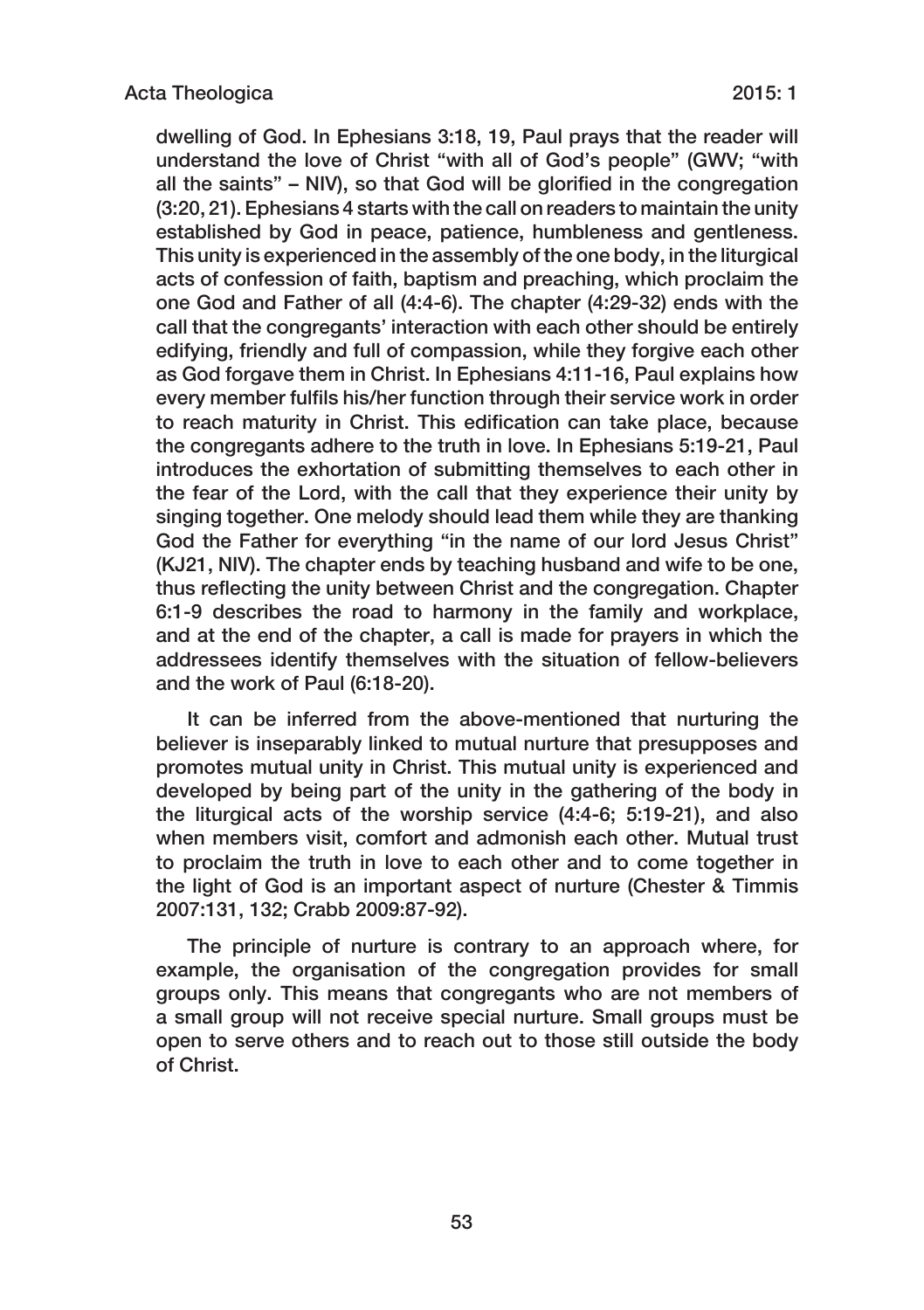dwelling of God. In Ephesians 3:18, 19, Paul prays that the reader will understand the love of Christ "with all of God's people" (GWV; "with all the saints" – NIV), so that God will be glorified in the congregation (3:20, 21). Ephesians 4 starts with the call on readers to maintain the unity established by God in peace, patience, humbleness and gentleness. This unity is experienced in the assembly of the one body, in the liturgical acts of confession of faith, baptism and preaching, which proclaim the one God and Father of all (4:4-6). The chapter (4:29-32) ends with the call that the congregants' interaction with each other should be entirely edifying, friendly and full of compassion, while they forgive each other as God forgave them in Christ. In Ephesians 4:11-16, Paul explains how every member fulfils his/her function through their service work in order to reach maturity in Christ. This edification can take place, because the congregants adhere to the truth in love. In Ephesians 5:19-21, Paul introduces the exhortation of submitting themselves to each other in the fear of the Lord, with the call that they experience their unity by singing together. One melody should lead them while they are thanking God the Father for everything "in the name of our lord Jesus Christ" (KJ21, NIV). The chapter ends by teaching husband and wife to be one, thus reflecting the unity between Christ and the congregation. Chapter 6:1-9 describes the road to harmony in the family and workplace, and at the end of the chapter, a call is made for prayers in which the addressees identify themselves with the situation of fellow-believers and the work of Paul (6:18-20).

It can be inferred from the above-mentioned that nurturing the believer is inseparably linked to mutual nurture that presupposes and promotes mutual unity in Christ. This mutual unity is experienced and developed by being part of the unity in the gathering of the body in the liturgical acts of the worship service (4:4-6; 5:19-21), and also when members visit, comfort and admonish each other. Mutual trust to proclaim the truth in love to each other and to come together in the light of God is an important aspect of nurture (Chester & Timmis 2007:131, 132; Crabb 2009:87-92).

The principle of nurture is contrary to an approach where, for example, the organisation of the congregation provides for small groups only. This means that congregants who are not members of a small group will not receive special nurture. Small groups must be open to serve others and to reach out to those still outside the body of Christ.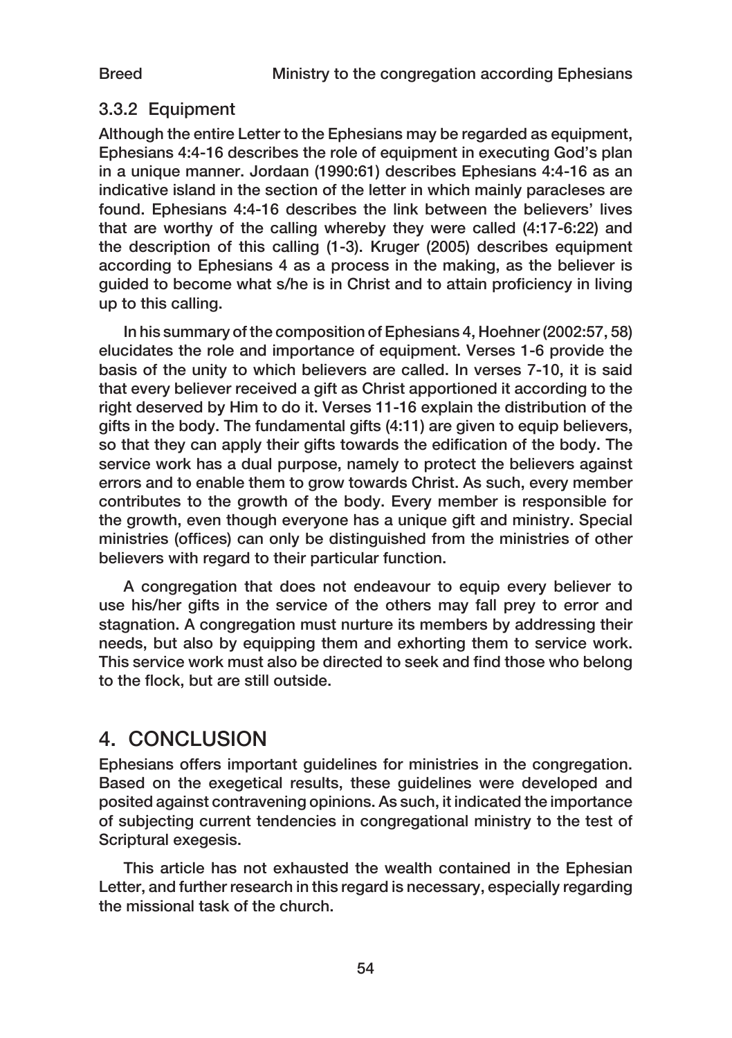### 3.3.2 Equipment

Although the entire Letter to the Ephesians may be regarded as equipment, Ephesians 4:4-16 describes the role of equipment in executing God's plan in a unique manner. Jordaan (1990:61) describes Ephesians 4:4-16 as an indicative island in the section of the letter in which mainly paracleses are found. Ephesians 4:4-16 describes the link between the believers' lives that are worthy of the calling whereby they were called (4:17-6:22) and the description of this calling (1-3). Kruger (2005) describes equipment according to Ephesians 4 as a process in the making, as the believer is guided to become what s/he is in Christ and to attain proficiency in living up to this calling.

In his summary of the composition of Ephesians 4, Hoehner (2002:57, 58) elucidates the role and importance of equipment. Verses 1-6 provide the basis of the unity to which believers are called. In verses 7-10, it is said that every believer received a gift as Christ apportioned it according to the right deserved by Him to do it. Verses 11-16 explain the distribution of the gifts in the body. The fundamental gifts (4:11) are given to equip believers, so that they can apply their gifts towards the edification of the body. The service work has a dual purpose, namely to protect the believers against errors and to enable them to grow towards Christ. As such, every member contributes to the growth of the body. Every member is responsible for the growth, even though everyone has a unique gift and ministry. Special ministries (offices) can only be distinguished from the ministries of other believers with regard to their particular function.

A congregation that does not endeavour to equip every believer to use his/her gifts in the service of the others may fall prey to error and stagnation. A congregation must nurture its members by addressing their needs, but also by equipping them and exhorting them to service work. This service work must also be directed to seek and find those who belong to the flock, but are still outside.

## 4. CONCLUSION

Ephesians offers important guidelines for ministries in the congregation. Based on the exegetical results, these guidelines were developed and posited against contravening opinions. As such, it indicated the importance of subjecting current tendencies in congregational ministry to the test of Scriptural exegesis.

This article has not exhausted the wealth contained in the Ephesian Letter, and further research in this regard is necessary, especially regarding the missional task of the church.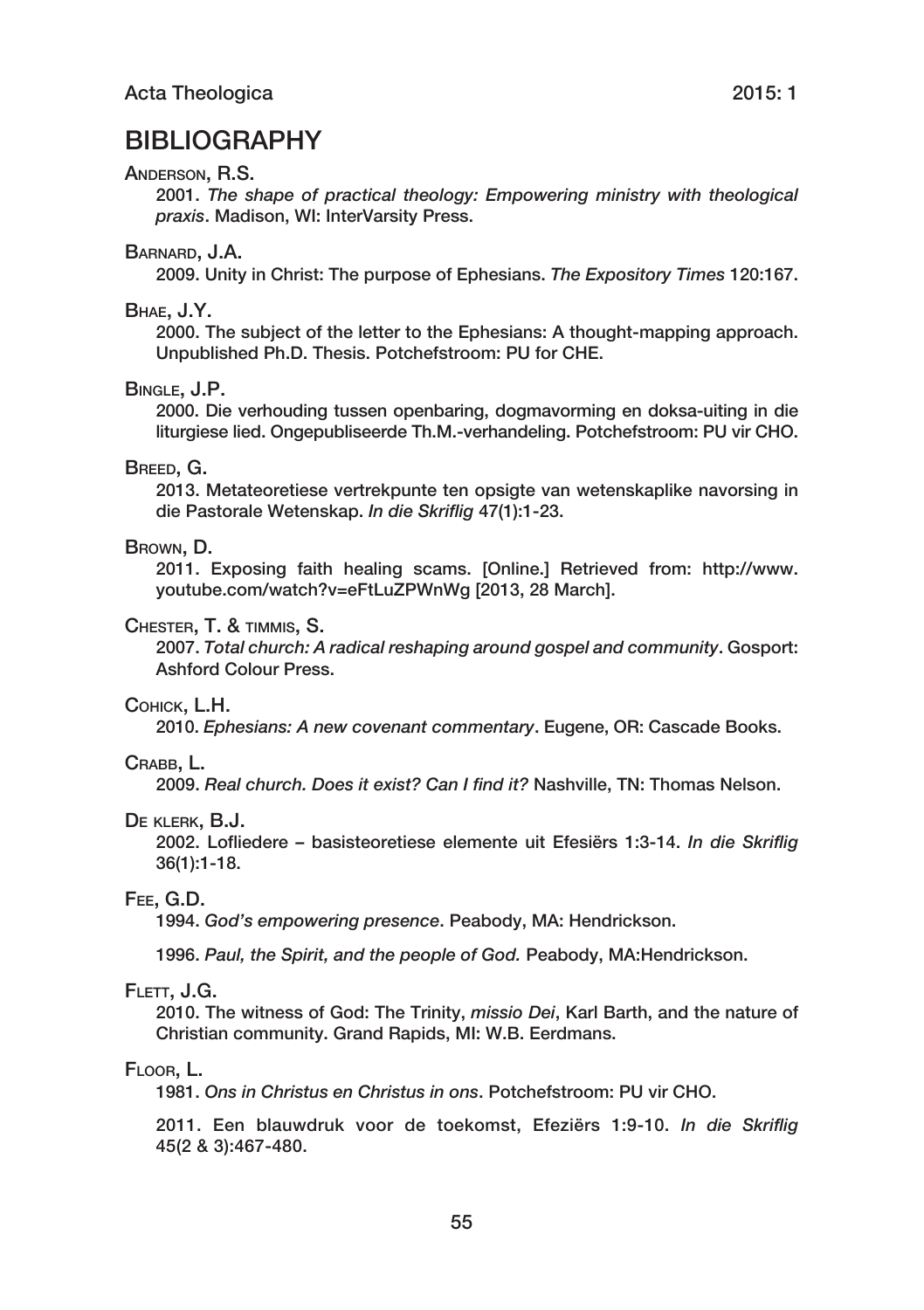# BIBLIOGRAPHY

Anderson, R.S.

2001. *The shape of practical theology: Empowering ministry with theological praxis*. Madison, WI: InterVarsity Press.

Barnard, J.A.

2009. Unity in Christ: The purpose of Ephesians. *The Expository Times* 120:167.

Bhae, J.Y.

2000. The subject of the letter to the Ephesians: A thought-mapping approach. Unpublished Ph.D. Thesis. Potchefstroom: PU for CHE.

Bingle, J.P.

2000. Die verhouding tussen openbaring, dogmavorming en doksa-uiting in die liturgiese lied. Ongepubliseerde Th.M.-verhandeling. Potchefstroom: PU vir CHO.

Breed, G.

2013. Metateoretiese vertrekpunte ten opsigte van wetenskaplike navorsing in die Pastorale Wetenskap. *In die Skriflig* 47(1):1-23.

Brown, D.

2011. Exposing faith healing scams. [Online.] Retrieved from: http://www.youtube.com/watch?v=eFtLuZPWnWg [2013, 28 March].

Chester, T. & timmis, S.

2007. *Total church: A radical reshaping around gospel and community*. Gosport: Ashford Colour Press.

Cohick, L.H.

2010. *Ephesians: A new covenant commentary*. Eugene, OR: Cascade Books.

Crabb, L.

2009. *Real church. Does it exist? Can I find it?* Nashville, TN: Thomas Nelson.

De klerk, B.J.

2002. Lofliedere – basisteoretiese elemente uit Efesiërs 1:3-14. *In die Skriflig* 36(1):1-18.

Fee, G.D.

1994. *God's empowering presence*. Peabody, MA: Hendrickson.

1996. *Paul, the Spirit, and the people of God.* Peabody, MA:Hendrickson.

Flett, J.G.

2010. The witness of God: The Trinity, *missio Dei*, Karl Barth, and the nature of Christian community. Grand Rapids, MI: W.B. Eerdmans.

Floor, L.

1981. *Ons in Christus en Christus in ons*. Potchefstroom: PU vir CHO.

2011. Een blauwdruk voor de toekomst, Efeziërs 1:9-10. *In die Skriflig* 45(2 & 3):467-480.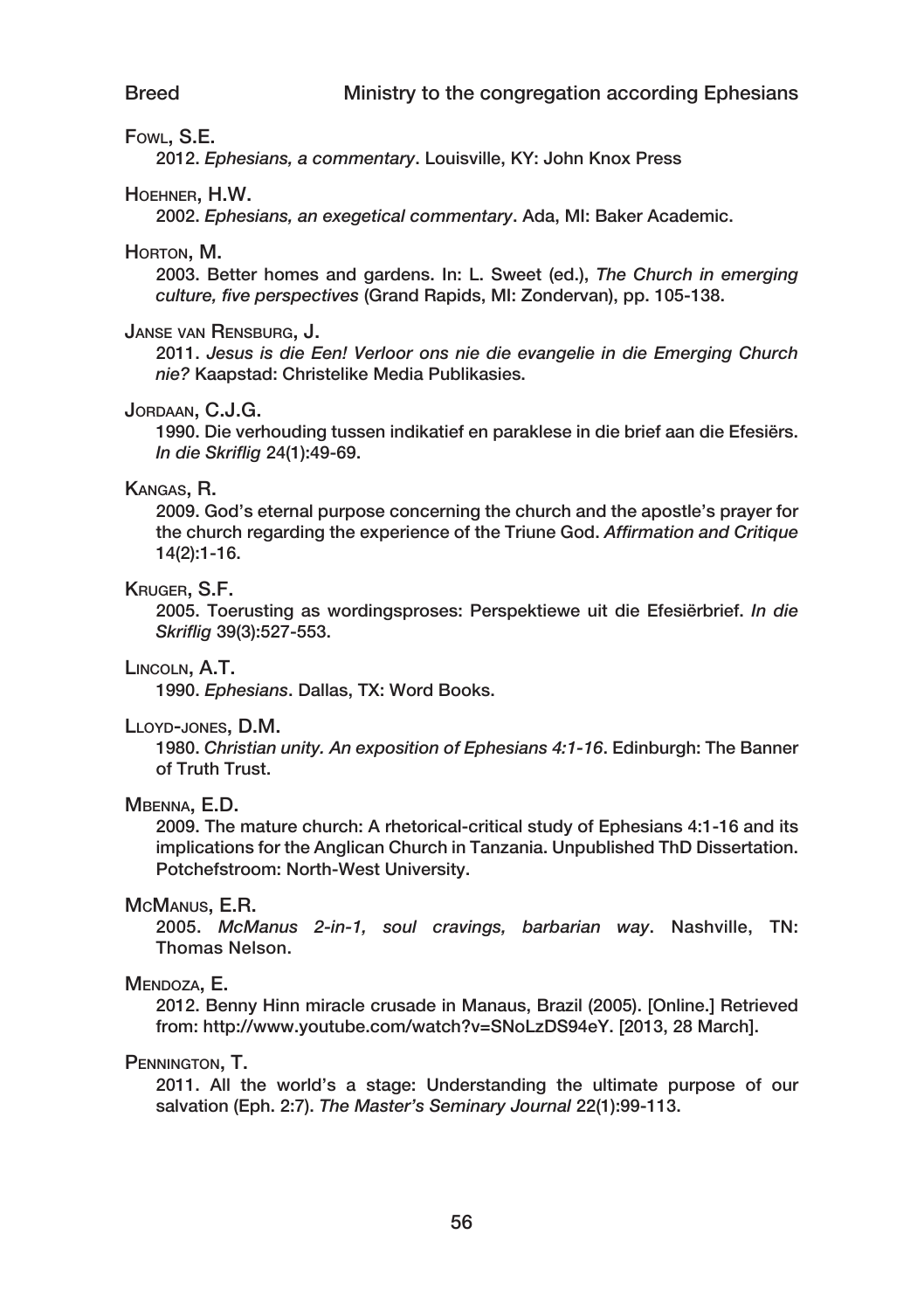Fowl, S.E.

2012. *Ephesians, a commentary*. Louisville, KY: John Knox Press

Hoehner, H.W.

2002. *Ephesians, an exegetical commentary*. Ada, MI: Baker Academic.

Horton, M.

2003. Better homes and gardens. In: L. Sweet (ed.), *The Church in emerging culture, five perspectives* (Grand Rapids, MI: Zondervan), pp. 105-138.

Janse van Rensburg, J.

2011. *Jesus is die Een! Verloor ons nie die evangelie in die Emerging Church nie?* Kaapstad: Christelike Media Publikasies.

Jordaan, C.J.G.

1990. Die verhouding tussen indikatief en paraklese in die brief aan die Efesiërs. *In die Skriflig* 24(1):49-69.

Kangas, R.

2009. God's eternal purpose concerning the church and the apostle's prayer for the church regarding the experience of the Triune God. *Affirmation and Critique* 14(2):1-16.

Kruger, S.F.

2005. Toerusting as wordingsproses: Perspektiewe uit die Efesiërbrief. *In die Skriflig* 39(3):527-553.

Lincoln, A.T.

1990. *Ephesians*. Dallas, TX: Word Books.

Lloyd-jones, D.M.

1980. *Christian unity. An exposition of Ephesians 4:1-16*. Edinburgh: The Banner of Truth Trust.

Mbenna, E.D.

2009. The mature church: A rhetorical-critical study of Ephesians 4:1-16 and its implications for the Anglican Church in Tanzania. Unpublished ThD Dissertation. Potchefstroom: North-West University.

McManus, E.R.

2005. *McManus 2-in-1, soul cravings, barbarian way*. Nashville, TN: Thomas Nelson.

Mendoza, E.

2012. Benny Hinn miracle crusade in Manaus, Brazil (2005). [Online.] Retrieved from: http://www.youtube.com/watch?v=SNoLzDS94eY. [2013, 28 March].

Pennington, T.

2011. All the world's a stage: Understanding the ultimate purpose of our salvation (Eph. 2:7). *The Master's Seminary Journal* 22(1):99-113.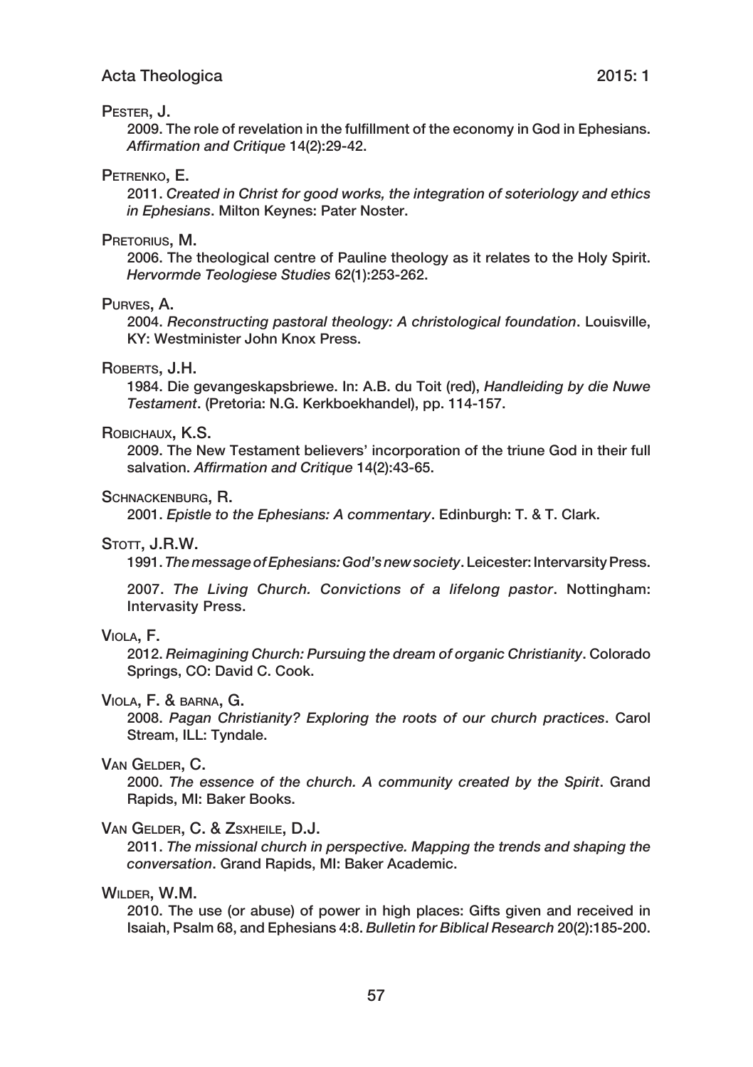Pester, J.

2009. The role of revelation in the fulfillment of the economy in God in Ephesians. *Affirmation and Critique* 14(2):29-42.

Petrenko, E.

2011. *Created in Christ for good works, the integration of soteriology and ethics in Ephesians*. Milton Keynes: Pater Noster.

Pretorius, M.

2006. The theological centre of Pauline theology as it relates to the Holy Spirit. *Hervormde Teologiese Studies* 62(1):253-262.

Purves, A.

2004. *Reconstructing pastoral theology: A christological foundation*. Louisville, KY: Westminister John Knox Press.

Roberts, J.H.

1984. Die gevangeskapsbriewe. In: A.B. du Toit (red), *Handleiding by die Nuwe Testament*. (Pretoria: N.G. Kerkboekhandel), pp. 114-157.

Robichaux, K.S.

2009. The New Testament believers' incorporation of the triune God in their full salvation. *Affirmation and Critique* 14(2):43-65.

Schnackenburg, R.

2001. *Epistle to the Ephesians: A commentary*. Edinburgh: T. & T. Clark.

Stott, J.R.W.

1991. *The message of Ephesians: God's new society*. Leicester: Intervarsity Press.

2007. *The Living Church. Convictions of a lifelong pastor*. Nottingham: Intervasity Press.

Viola, F.

2012. *Reimagining Church: Pursuing the dream of organic Christianity*. Colorado Springs, CO: David C. Cook.

Viola, F. & barna, G.

2008. *Pagan Christianity? Exploring the roots of our church practices*. Carol Stream, ILL: Tyndale.

Van Gelder, C.

2000. *The essence of the church. A community created by the Spirit*. Grand Rapids, MI: Baker Books.

Van Gelder, C. & Zsxheile, D.J.

2011. *The missional church in perspective. Mapping the trends and shaping the conversation*. Grand Rapids, MI: Baker Academic.

Wilder, W.M.

2010. The use (or abuse) of power in high places: Gifts given and received in Isaiah, Psalm 68, and Ephesians 4:8. *Bulletin for Biblical Research* 20(2):185-200.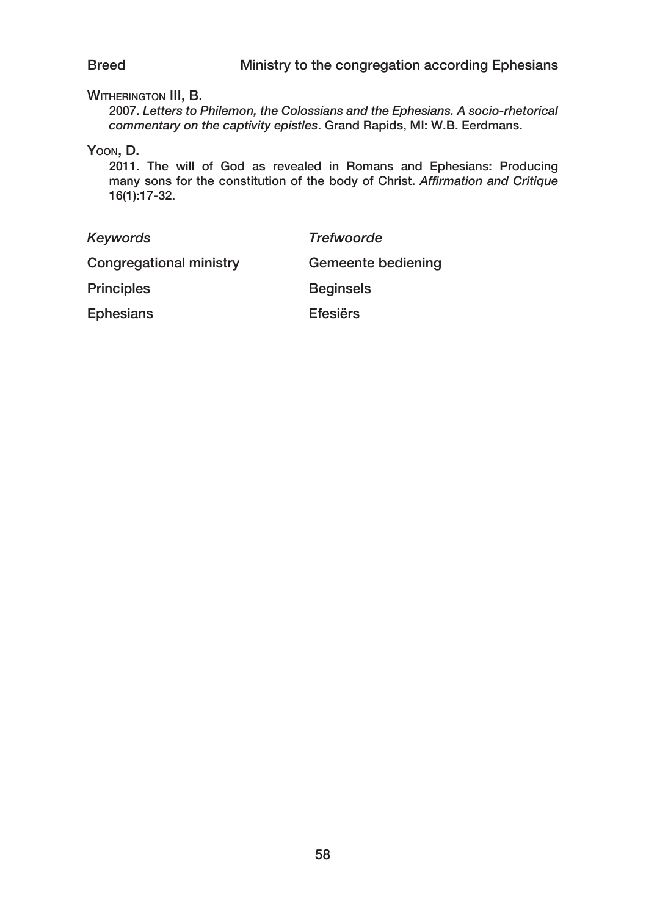Witherington III, B.

2007. *Letters to Philemon, the Colossians and the Ephesians. A socio-rhetorical commentary on the captivity epistles*. Grand Rapids, MI: W.B. Eerdmans.

Yoon, D.

2011. The will of God as revealed in Romans and Ephesians: Producing many sons for the constitution of the body of Christ. *Affirmation and Critique* 16(1):17-32.

| *Keywords* | *Trefwoorde* |
| --- | --- |
| Congregational ministry | Gemeente bediening |
| Principles | Beginsels |
| Ephesians | Efesiërs |